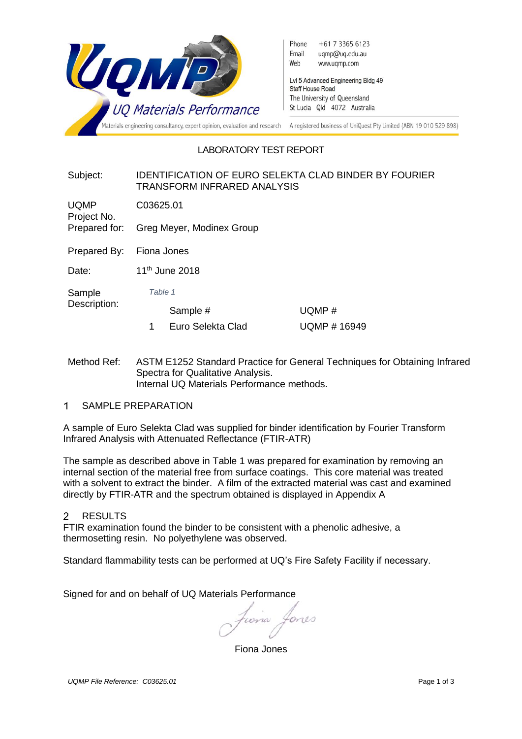UQMP — UQ Materials Performance

Materials engineering consultancy, expert opinion, evaluation and research

Phone +61 7 3365 6123
Email uqmp@uq.edu.au
Web www.uqmp.com

Lvl 5 Advanced Engineering Bldg 49
Staff House Road
The University of Queensland
St Lucia Qld 4072 Australia

A registered business of UniQuest Pty Limited (ABN 19 010 529 898)

# LABORATORY TEST REPORT

**Subject:** IDENTIFICATION OF EURO SELEKTA CLAD BINDER BY FOURIER TRANSFORM INFRARED ANALYSIS

**UQMP Project No.** C03625.01

**Prepared for:** Greg Meyer, Modinex Group

**Prepared By:** Fiona Jones

**Date:** 11th June 2018

**Sample Description:**

*Table 1*

| | Sample # | UQMP # |
|---|---|---|
| 1 | Euro Selekta Clad | UQMP # 16949 |

**Method Ref:** ASTM E1252 Standard Practice for General Techniques for Obtaining Infrared Spectra for Qualitative Analysis.
Internal UQ Materials Performance methods.

## 1 SAMPLE PREPARATION

A sample of Euro Selekta Clad was supplied for binder identification by Fourier Transform Infrared Analysis with Attenuated Reflectance (FTIR-ATR)

The sample as described above in Table 1 was prepared for examination by removing an internal section of the material free from surface coatings. This core material was treated with a solvent to extract the binder. A film of the extracted material was cast and examined directly by FTIR-ATR and the spectrum obtained is displayed in Appendix A

## 2 RESULTS

FTIR examination found the binder to be consistent with a phenolic adhesive, a thermosetting resin. No polyethylene was observed.

Standard flammability tests can be performed at UQ's Fire Safety Facility if necessary.

Signed for and on behalf of UQ Materials Performance

Fiona Jones

*UQMP File Reference: C03625.01*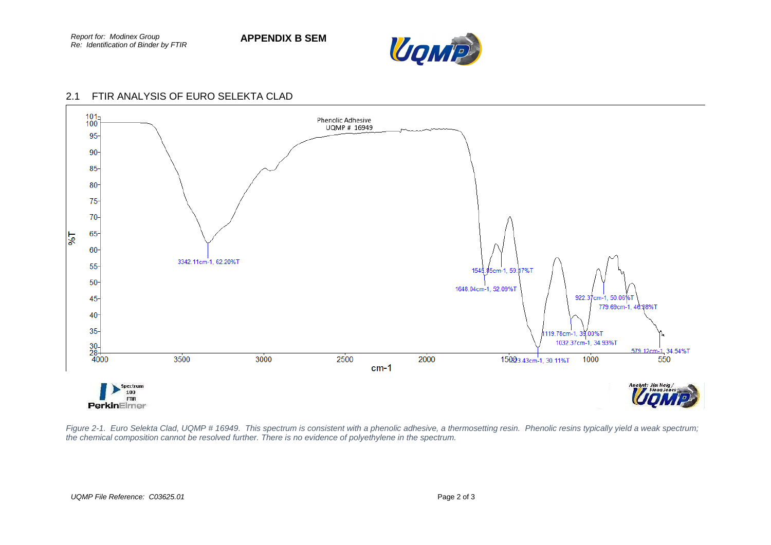Report for: Modinex Group
Re: Identification of Binder by FTIR

**APPENDIX B SEM**

## 2.1 FTIR ANALYSIS OF EURO SELEKTA CLAD

Phenolic Adhesive
UQMP # 16949

3342.11cm-1, 62.20%T
1545.85cm-1, 59.17%T
1648.04cm-1, 52.09%T
1203.43cm-1, 30.11%T
1119.78cm-1, 35.00%T
1032.37cm-1, 34.93%T
922.37cm-1, 50.06%T
779.69cm-1, 46.38%T
579.12cm-1, 34.54%T

%T

cm-1

Spectrum 100 FTIR
PerkinElmer

Analyst: Jim Haig / Fiona Jones

*Figure 2-1. Euro Selekta Clad, UQMP # 16949. This spectrum is consistent with a phenolic adhesive, a thermosetting resin. Phenolic resins typically yield a weak spectrum; the chemical composition cannot be resolved further. There is no evidence of polyethylene in the spectrum.*

*UQMP File Reference: C03625.01*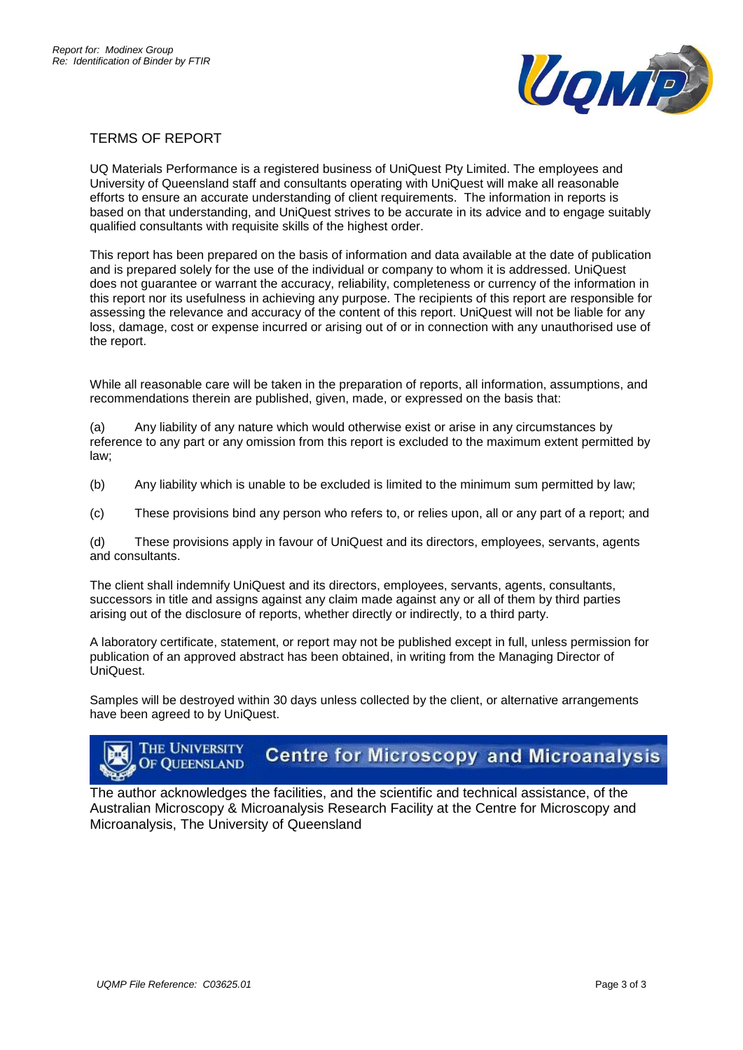TERMS OF REPORT

UQ Materials Performance is a registered business of UniQuest Pty Limited. The employees and University of Queensland staff and consultants operating with UniQuest will make all reasonable efforts to ensure an accurate understanding of client requirements. The information in reports is based on that understanding, and UniQuest strives to be accurate in its advice and to engage suitably qualified consultants with requisite skills of the highest order.

This report has been prepared on the basis of information and data available at the date of publication and is prepared solely for the use of the individual or company to whom it is addressed. UniQuest does not guarantee or warrant the accuracy, reliability, completeness or currency of the information in this report nor its usefulness in achieving any purpose. The recipients of this report are responsible for assessing the relevance and accuracy of the content of this report. UniQuest will not be liable for any loss, damage, cost or expense incurred or arising out of or in connection with any unauthorised use of the report.

While all reasonable care will be taken in the preparation of reports, all information, assumptions, and recommendations therein are published, given, made, or expressed on the basis that:

(a) Any liability of any nature which would otherwise exist or arise in any circumstances by reference to any part or any omission from this report is excluded to the maximum extent permitted by law;

(b) Any liability which is unable to be excluded is limited to the minimum sum permitted by law;

(c) These provisions bind any person who refers to, or relies upon, all or any part of a report; and

(d) These provisions apply in favour of UniQuest and its directors, employees, servants, agents and consultants.

The client shall indemnify UniQuest and its directors, employees, servants, agents, consultants, successors in title and assigns against any claim made against any or all of them by third parties arising out of the disclosure of reports, whether directly or indirectly, to a third party.

A laboratory certificate, statement, or report may not be published except in full, unless permission for publication of an approved abstract has been obtained, in writing from the Managing Director of UniQuest.

Samples will be destroyed within 30 days unless collected by the client, or alternative arrangements have been agreed to by UniQuest.

THE UNIVERSITY OF QUEENSLAND Centre for Microscopy and Microanalysis

The author acknowledges the facilities, and the scientific and technical assistance, of the Australian Microscopy & Microanalysis Research Facility at the Centre for Microscopy and Microanalysis, The University of Queensland

*UQMP File Reference: C03625.01*